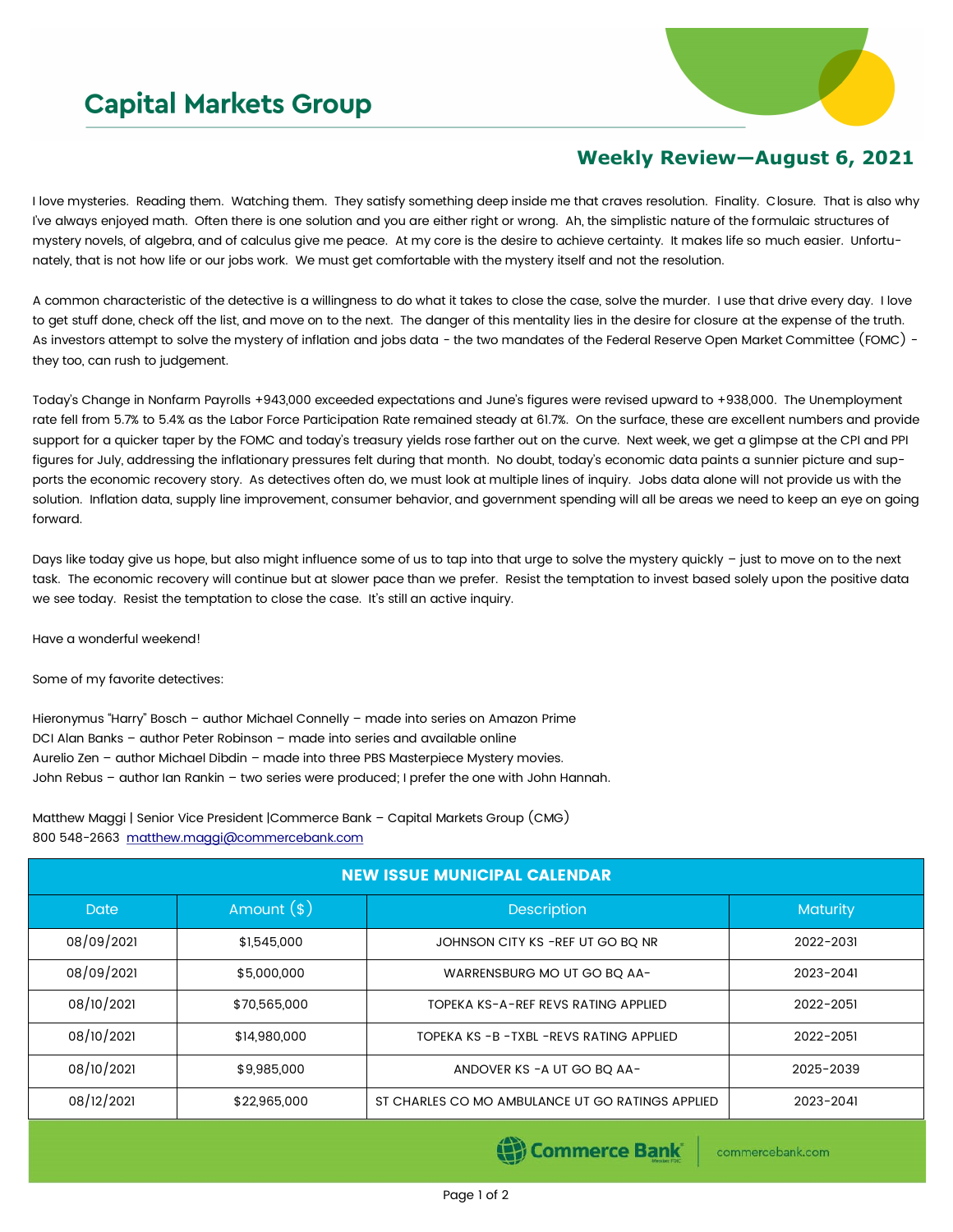# Capital Markets Group

## Weekly Review—August 6, 2021

I love mysteries. Reading them. Watching them. They satisfy something deep inside me that craves resolution. Finality. Closure. That is also why I've always enjoyed math. Often there is one solution and you are either right or wrong. Ah, the simplistic nature of the formulaic structures of mystery novels, of algebra, and of calculus give me peace. At my core is the desire to achieve certainty. It makes life so much easier. Unfortunately, that is not how life or our jobs work. We must get comfortable with the mystery itself and not the resolution.

A common characteristic of the detective is a willingness to do what it takes to close the case, solve the murder. I use that drive every day. I love to get stuff done, check off the list, and move on to the next. The danger of this mentality lies in the desire for closure at the expense of the truth. As investors attempt to solve the mystery of inflation and jobs data - the two mandates of the Federal Reserve Open Market Committee (FOMC) - they too, can rush to judgement.

Today's Change in Nonfarm Payrolls +943,000 exceeded expectations and June's figures were revised upward to +938,000. The Unemployment rate fell from 5.7% to 5.4% as the Labor Force Participation Rate remained steady at 61.7%. On the surface, these are excellent numbers and provide support for a quicker taper by the FOMC and today's treasury yields rose farther out on the curve. Next week, we get a glimpse at the CPI and PPI figures for July, addressing the inflationary pressures felt during that month. No doubt, today's economic data paints a sunnier picture and supports the economic recovery story. As detectives often do, we must look at multiple lines of inquiry. Jobs data alone will not provide us with the solution. Inflation data, supply line improvement, consumer behavior, and government spending will all be areas we need to keep an eye on going forward.

Days like today give us hope, but also might influence some of us to tap into that urge to solve the mystery quickly – just to move on to the next task. The economic recovery will continue but at slower pace than we prefer. Resist the temptation to invest based solely upon the positive data we see today. Resist the temptation to close the case. It's still an active inquiry.

Have a wonderful weekend!

Some of my favorite detectives:

Hieronymus "Harry" Bosch – author Michael Connelly – made into series on Amazon Prime
DCI Alan Banks – author Peter Robinson – made into series and available online
Aurelio Zen – author Michael Dibdin – made into three PBS Masterpiece Mystery movies.
John Rebus – author Ian Rankin – two series were produced; I prefer the one with John Hannah.

Matthew Maggi | Senior Vice President |Commerce Bank – Capital Markets Group (CMG)
800 548-2663 matthew.maggi@commercebank.com

| NEW ISSUE MUNICIPAL CALENDAR | | | |
|---|---|---|---|
| Date | Amount ($) | Description | Maturity |
| 08/09/2021 | $1,545,000 | JOHNSON CITY KS -REF UT GO BQ NR | 2022-2031 |
| 08/09/2021 | $5,000,000 | WARRENSBURG MO UT GO BQ AA- | 2023-2041 |
| 08/10/2021 | $70,565,000 | TOPEKA KS-A-REF REVS RATING APPLIED | 2022-2051 |
| 08/10/2021 | $14,980,000 | TOPEKA KS -B -TXBL -REVS RATING APPLIED | 2022-2051 |
| 08/10/2021 | $9,985,000 | ANDOVER KS -A UT GO BQ AA- | 2025-2039 |
| 08/12/2021 | $22,965,000 | ST CHARLES CO MO AMBULANCE UT GO RATINGS APPLIED | 2023-2041 |

Commerce Bank | commercebank.com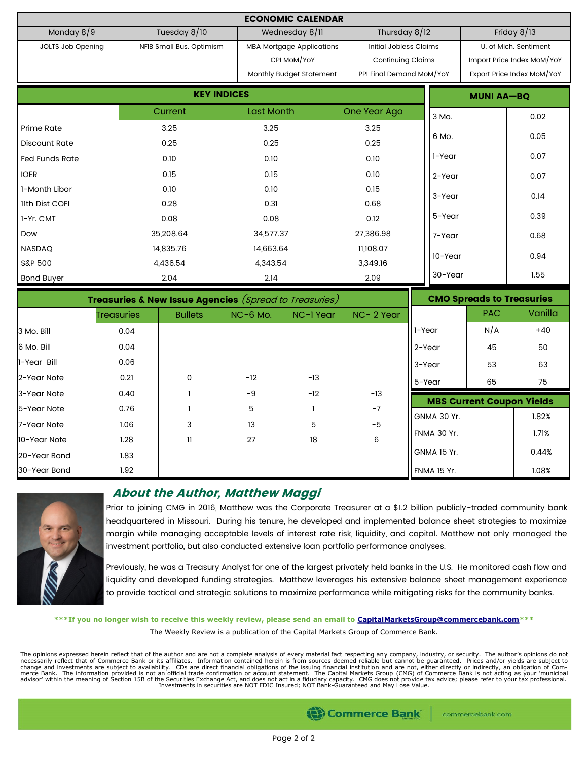## ECONOMIC CALENDAR

| Monday 8/9 | Tuesday 8/10 | Wednesday 8/11 | Thursday 8/12 | Friday 8/13 |
|---|---|---|---|---|
| JOLTS Job Opening | NFIB Small Bus. Optimism | MBA Mortgage Applications | Initial Jobless Claims | U. of Mich. Sentiment |
| | | CPI MoM/YoY | Continuing Claims | Import Price Index MoM/YoY |
| | | Monthly Budget Statement | PPI Final Demand MoM/YoY | Export Price Index MoM/YoY |

## KEY INDICES

| | Current | Last Month | One Year Ago |
|---|---|---|---|
| Prime Rate | 3.25 | 3.25 | 3.25 |
| Discount Rate | 0.25 | 0.25 | 0.25 |
| Fed Funds Rate | 0.10 | 0.10 | 0.10 |
| IOER | 0.15 | 0.15 | 0.10 |
| 1-Month Libor | 0.10 | 0.10 | 0.15 |
| 11th Dist COFI | 0.28 | 0.31 | 0.68 |
| 1-Yr. CMT | 0.08 | 0.08 | 0.12 |
| Dow | 35,208.64 | 34,577.37 | 27,386.98 |
| NASDAQ | 14,835.76 | 14,663.64 | 11,108.07 |
| S&P 500 | 4,436.54 | 4,343.54 | 3,349.16 |
| Bond Buyer | 2.04 | 2.14 | 2.09 |

## MUNI AA—BQ

| | |
|---|---|
| 3 Mo. | 0.02 |
| 6 Mo. | 0.05 |
| 1-Year | 0.07 |
| 2-Year | 0.07 |
| 3-Year | 0.14 |
| 5-Year | 0.39 |
| 7-Year | 0.68 |
| 10-Year | 0.94 |
| 30-Year | 1.55 |

## Treasuries & New Issue Agencies *(Spread to Treasuries)*

| | Treasuries | Bullets | NC-6 Mo. | NC-1 Year | NC- 2 Year |
|---|---|---|---|---|---|
| 3 Mo. Bill | 0.04 | | | | |
| 6 Mo. Bill | 0.04 | | | | |
| 1-Year Bill | 0.06 | | | | |
| 2-Year Note | 0.21 | 0 | -12 | -13 | |
| 3-Year Note | 0.40 | 1 | -9 | -12 | -13 |
| 5-Year Note | 0.76 | 1 | 5 | 1 | -7 |
| 7-Year Note | 1.06 | 3 | 13 | 5 | -5 |
| 10-Year Note | 1.28 | 11 | 27 | 18 | 6 |
| 20-Year Bond | 1.83 | | | | |
| 30-Year Bond | 1.92 | | | | |

## CMO Spreads to Treasuries

| | PAC | Vanilla |
|---|---|---|
| 1-Year | N/A | +40 |
| 2-Year | 45 | 50 |
| 3-Year | 53 | 63 |
| 5-Year | 65 | 75 |

## MBS Current Coupon Yields

| | |
|---|---|
| GNMA 30 Yr. | 1.82% |
| FNMA 30 Yr. | 1.71% |
| GNMA 15 Yr. | 0.44% |
| FNMA 15 Yr. | 1.08% |

## *About the Author, Matthew Maggi*

Prior to joining CMG in 2016, Matthew was the Corporate Treasurer at a $1.2 billion publicly-traded community bank headquartered in Missouri. During his tenure, he developed and implemented balance sheet strategies to maximize margin while managing acceptable levels of interest rate risk, liquidity, and capital. Matthew not only managed the investment portfolio, but also conducted extensive loan portfolio performance analyses.

Previously, he was a Treasury Analyst for one of the largest privately held banks in the U.S. He monitored cash flow and liquidity and developed funding strategies. Matthew leverages his extensive balance sheet management experience to provide tactical and strategic solutions to maximize performance while mitigating risks for the community banks.

**\*\*\*If you no longer wish to receive this weekly review, please send an email to CapitalMarketsGroup@commercebank.com\*\*\***

The Weekly Review is a publication of the Capital Markets Group of Commerce Bank.

The opinions expressed herein reflect that of the author and are not a complete analysis of every material fact respecting any company, industry, or security. The author's opinions do not necessarily reflect that of Commerce Bank or its affiliates. Information contained herein is from sources deemed reliable but cannot be guaranteed. Prices and/or yields are subject to change and investments are subject to availability. CDs are direct financial obligations of the issuing financial institution and are not, either directly or indirectly, an obligation of Commerce Bank. The information provided is not an official trade confirmation or account statement. The Capital Markets Group (CMG) of Commerce Bank is not acting as your 'municipal advisor' within the meaning of Section 15B of the Securities Exchange Act, and does not act in a fiduciary capacity. CMG does not provide tax advice; please refer to your tax professional. Investments in securities are NOT FDIC Insured; NOT Bank-Guaranteed and May Lose Value.

Commerce Bank | commercebank.com